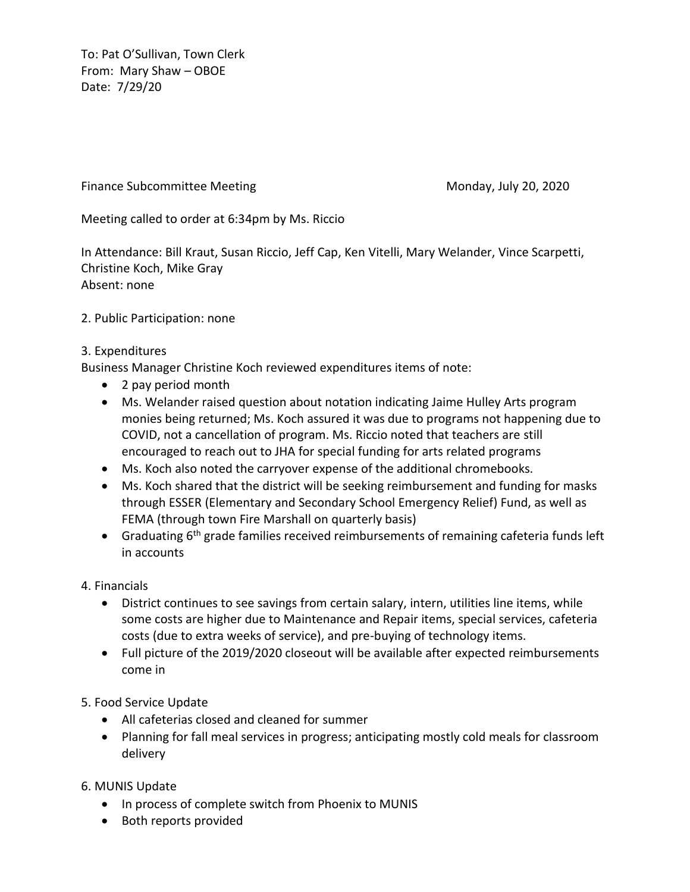To: Pat O'Sullivan, Town Clerk
From: Mary Shaw – OBOE
Date: 7/29/20

Finance Subcommittee Meeting Monday, July 20, 2020

Meeting called to order at 6:34pm by Ms. Riccio

In Attendance: Bill Kraut, Susan Riccio, Jeff Cap, Ken Vitelli, Mary Welander, Vince Scarpetti, Christine Koch, Mike Gray
Absent: none

2. Public Participation: none

3. Expenditures
Business Manager Christine Koch reviewed expenditures items of note:

- 2 pay period month
- Ms. Welander raised question about notation indicating Jaime Hulley Arts program monies being returned; Ms. Koch assured it was due to programs not happening due to COVID, not a cancellation of program. Ms. Riccio noted that teachers are still encouraged to reach out to JHA for special funding for arts related programs
- Ms. Koch also noted the carryover expense of the additional chromebooks.
- Ms. Koch shared that the district will be seeking reimbursement and funding for masks through ESSER (Elementary and Secondary School Emergency Relief) Fund, as well as FEMA (through town Fire Marshall on quarterly basis)
- Graduating 6th grade families received reimbursements of remaining cafeteria funds left in accounts

4. Financials

- District continues to see savings from certain salary, intern, utilities line items, while some costs are higher due to Maintenance and Repair items, special services, cafeteria costs (due to extra weeks of service), and pre-buying of technology items.
- Full picture of the 2019/2020 closeout will be available after expected reimbursements come in

5. Food Service Update

- All cafeterias closed and cleaned for summer
- Planning for fall meal services in progress; anticipating mostly cold meals for classroom delivery

6. MUNIS Update

- In process of complete switch from Phoenix to MUNIS
- Both reports provided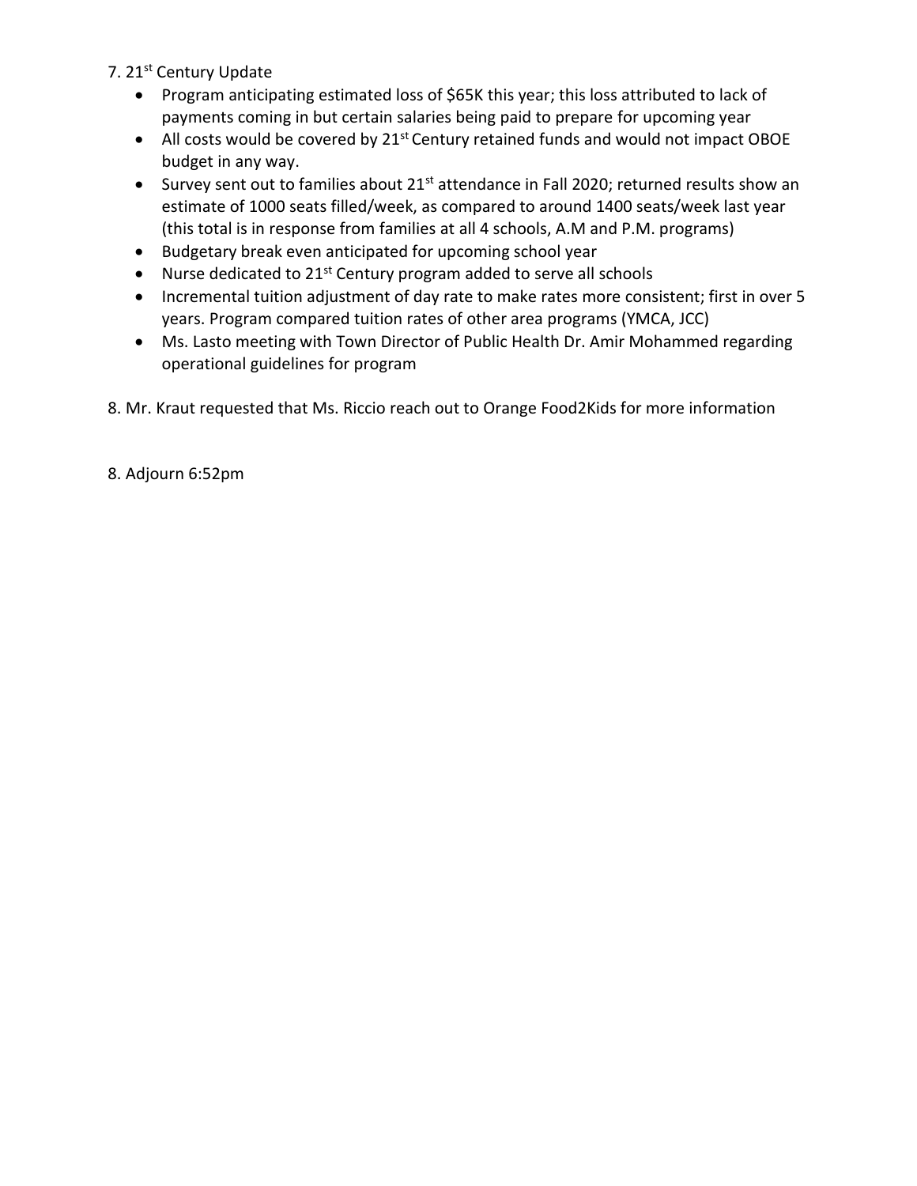7. 21st Century Update

- Program anticipating estimated loss of $65K this year; this loss attributed to lack of payments coming in but certain salaries being paid to prepare for upcoming year
- All costs would be covered by 21st Century retained funds and would not impact OBOE budget in any way.
- Survey sent out to families about 21st attendance in Fall 2020; returned results show an estimate of 1000 seats filled/week, as compared to around 1400 seats/week last year (this total is in response from families at all 4 schools, A.M and P.M. programs)
- Budgetary break even anticipated for upcoming school year
- Nurse dedicated to 21st Century program added to serve all schools
- Incremental tuition adjustment of day rate to make rates more consistent; first in over 5 years. Program compared tuition rates of other area programs (YMCA, JCC)
- Ms. Lasto meeting with Town Director of Public Health Dr. Amir Mohammed regarding operational guidelines for program

8. Mr. Kraut requested that Ms. Riccio reach out to Orange Food2Kids for more information

8. Adjourn 6:52pm